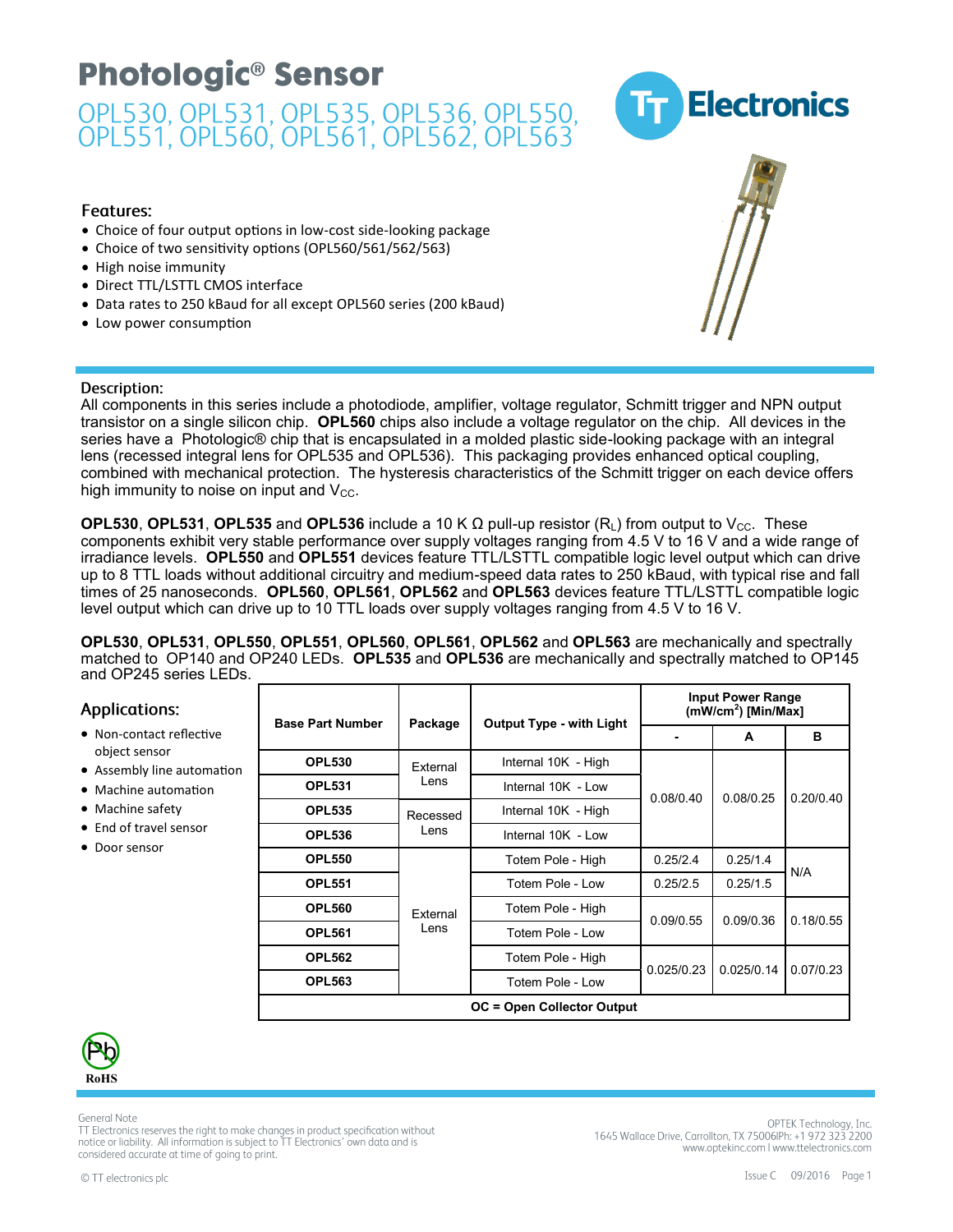# Photologic® Sensor

## OPL530, OPL531, OPL535, OPL536, OPL550, OPL551, OPL560, OPL561, OPL562, OPL563

### Features:

- Choice of four output options in low-cost side-looking package
- Choice of two sensitivity options (OPL560/561/562/563)
- High noise immunity
- Direct TTL/LSTTL CMOS interface
- Data rates to 250 kBaud for all except OPL560 series (200 kBaud)
- Low power consumption

### Description:

All components in this series include a photodiode, amplifier, voltage regulator, Schmitt trigger and NPN output transistor on a single silicon chip. **OPL560** chips also include a voltage regulator on the chip. All devices in the series have a Photologic® chip that is encapsulated in a molded plastic side-looking package with an integral lens (recessed integral lens for OPL535 and OPL536). This packaging provides enhanced optical coupling, combined with mechanical protection. The hysteresis characteristics of the Schmitt trigger on each device offers high immunity to noise on input and $V_{CC}$.

**OPL530**, **OPL531**, **OPL535** and **OPL536** include a 10 K Ω pull-up resistor ($R_L$) from output to $V_{CC}$. These components exhibit very stable performance over supply voltages ranging from 4.5 V to 16 V and a wide range of irradiance levels. **OPL550** and **OPL551** devices feature TTL/LSTTL compatible logic level output which can drive up to 8 TTL loads without additional circuitry and medium-speed data rates to 250 kBaud, with typical rise and fall times of 25 nanoseconds. **OPL560**, **OPL561**, **OPL562** and **OPL563** devices feature TTL/LSTTL compatible logic level output which can drive up to 10 TTL loads over supply voltages ranging from 4.5 V to 16 V.

**OPL530**, **OPL531**, **OPL550**, **OPL551**, **OPL560**, **OPL561**, **OPL562** and **OPL563** are mechanically and spectrally matched to OP140 and OP240 LEDs. **OPL535** and **OPL536** are mechanically and spectrally matched to OP145 and OP245 series LEDs.

### Applications:

- Non-contact reflective object sensor
- Assembly line automation
- Machine automation
- Machine safety
- End of travel sensor
- Door sensor

| Base Part Number | Package | Output Type - with Light | Input Power Range ($mW/cm^2$) [Min/Max] | | |
|---|---|---|---|---|---|
| | | | - | A | B |
| OPL530 | External Lens | Internal 10K - High | 0.08/0.40 | 0.08/0.25 | 0.20/0.40 |
| OPL531 | | Internal 10K - Low | | | |
| OPL535 | Recessed Lens | Internal 10K - High | | | |
| OPL536 | | Internal 10K - Low | | | |
| OPL550 | External Lens | Totem Pole - High | 0.25/2.4 | 0.25/1.4 | N/A |
| OPL551 | | Totem Pole - Low | 0.25/2.5 | 0.25/1.5 | |
| OPL560 | | Totem Pole - High | 0.09/0.55 | 0.09/0.36 | 0.18/0.55 |
| OPL561 | | Totem Pole - Low | | | |
| OPL562 | | Totem Pole - High | 0.025/0.23 | 0.025/0.14 | 0.07/0.23 |
| OPL563 | | Totem Pole - Low | | | |
| OC = Open Collector Output | | | | | |

RoHS

General Note
TT Electronics reserves the right to make changes in product specification without notice or liability. All information is subject to TT Electronics' own data and is considered accurate at time of going to print.

OPTEK Technology, Inc.
1645 Wallace Drive, Carrollton, TX 75006|Ph: +1 972 323 2200
www.optekinc.com | www.ttelectronics.com

© TT electronics plc

Issue C 09/2016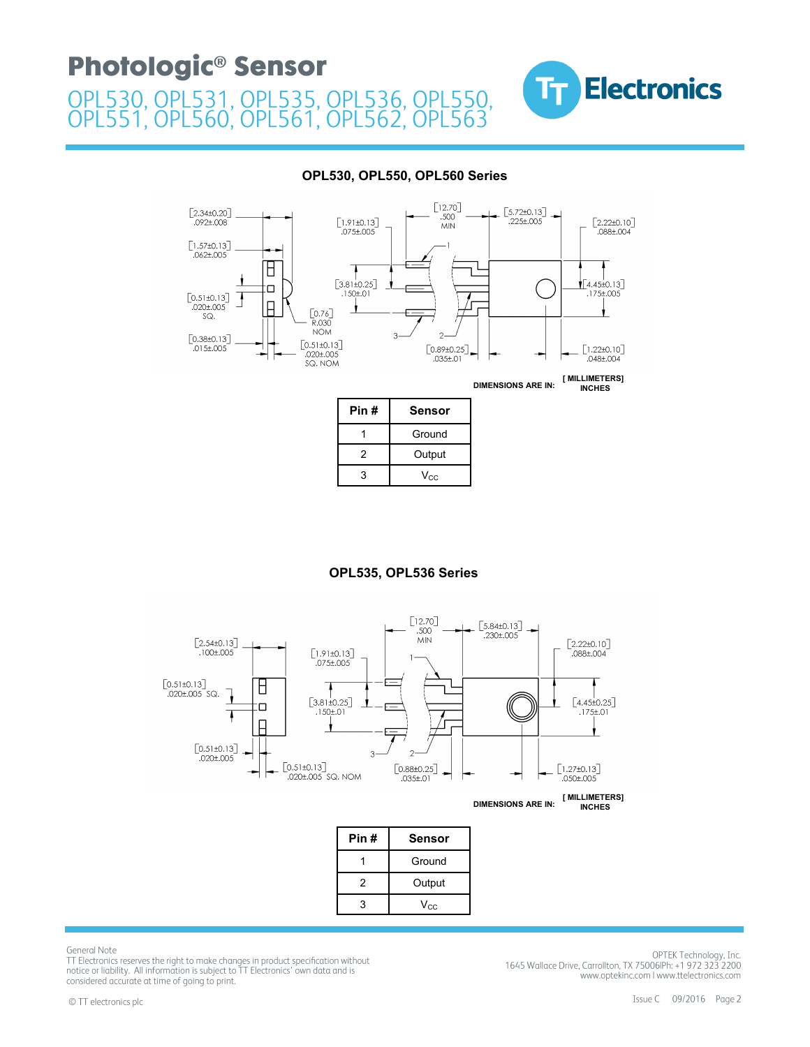# OPL530, OPL550, OPL560 Series

DIMENSIONS ARE IN: [ MILLIMETERS] INCHES

| Pin # | Sensor |
| --- | --- |
| 1 | Ground |
| 2 | Output |
| 3 | $V_{CC}$ |

# OPL535, OPL536 Series

DIMENSIONS ARE IN: [ MILLIMETERS] INCHES

| Pin # | Sensor |
| --- | --- |
| 1 | Ground |
| 2 | Output |
| 3 | $V_{CC}$ |

General Note
TT Electronics reserves the right to make changes in product specification without notice or liability. All information is subject to TT Electronics' own data and is considered accurate at time of going to print.

OPTEK Technology, Inc.
1645 Wallace Drive, Carrollton, TX 75006|Ph: +1 972 323 2200
www.optekinc.com | www.ttelectronics.com

© TT electronics plc

Issue C 09/2016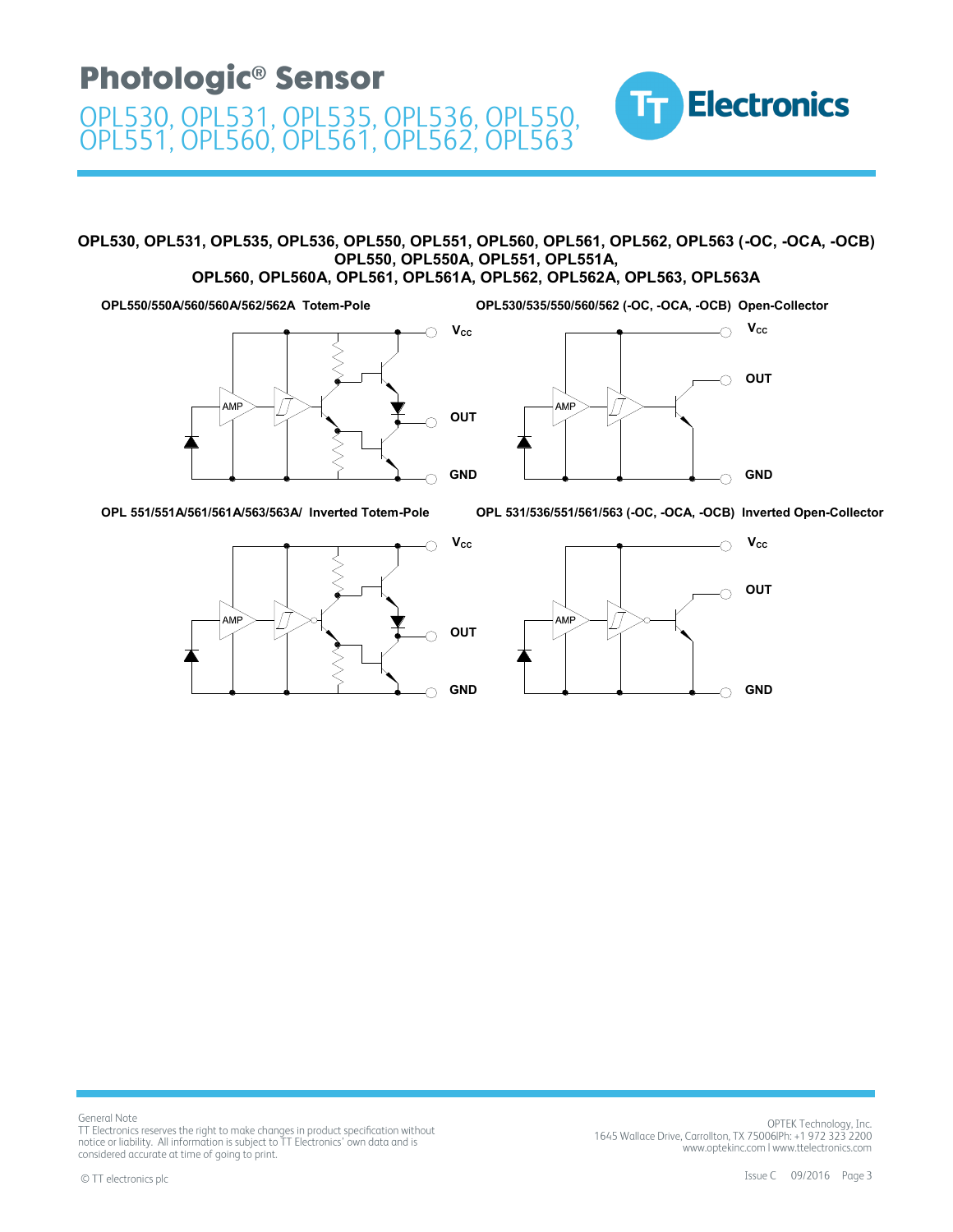## OPL530, OPL531, OPL535, OPL536, OPL550, OPL551, OPL560, OPL561, OPL562, OPL563 (-OC, -OCA, -OCB) OPL550, OPL550A, OPL551, OPL551A, OPL560, OPL560A, OPL561, OPL561A, OPL562, OPL562A, OPL563, OPL563A

**OPL550/550A/560/560A/562/562A Totem-Pole**

AMP $V_{CC}$ OUT GND

**OPL530/535/550/560/562 (-OC, -OCA, -OCB) Open-Collector**

AMP $V_{CC}$ OUT GND

**OPL 551/551A/561/561A/563/563A/ Inverted Totem-Pole**

AMP $V_{CC}$ OUT GND

**OPL 531/536/551/561/563 (-OC, -OCA, -OCB) Inverted Open-Collector**

AMP $V_{CC}$ OUT GND

General Note
TT Electronics reserves the right to make changes in product specification without notice or liability. All information is subject to TT Electronics' own data and is considered accurate at time of going to print.

OPTEK Technology, Inc.
1645 Wallace Drive, Carrollton, TX 75006|Ph: +1 972 323 2200
www.optekinc.com | www.ttelectronics.com

© TT electronics plc

Issue C 09/2016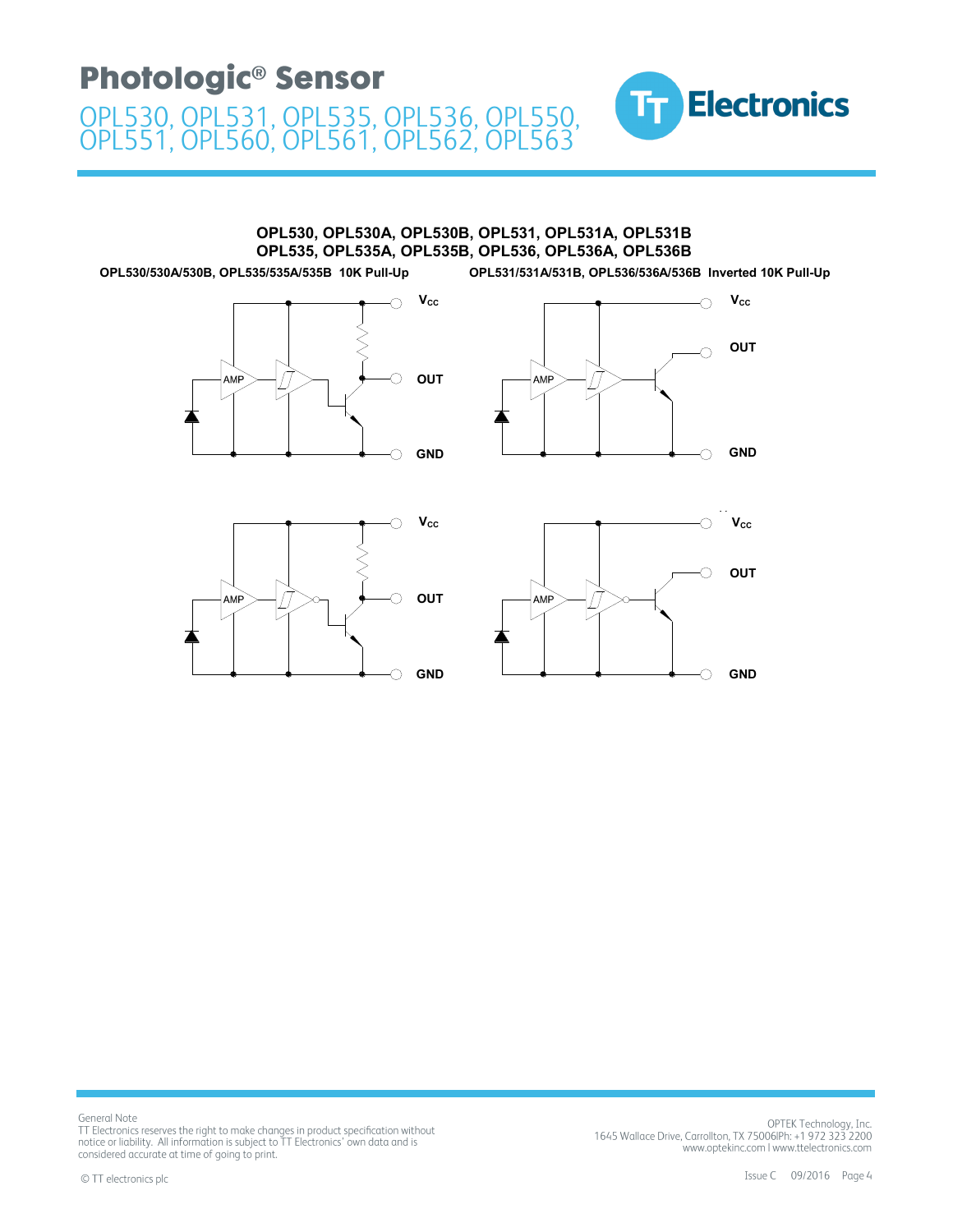## OPL530, OPL530A, OPL530B, OPL531, OPL531A, OPL531B
## OPL535, OPL535A, OPL535B, OPL536, OPL536A, OPL536B

**OPL530/530A/530B, OPL535/535A/535B 10K Pull-Up**

$V_{CC}$

AMP

OUT

GND

**OPL531/531A/531B, OPL536/536A/536B Inverted 10K Pull-Up**

$V_{CC}$

OUT

AMP

GND

$V_{CC}$

AMP

OUT

GND

$V_{CC}$

OUT

AMP

GND

General Note
TT Electronics reserves the right to make changes in product specification without notice or liability. All information is subject to TT Electronics' own data and is considered accurate at time of going to print.

© TT electronics plc

OPTEK Technology, Inc.
1645 Wallace Drive, Carrollton, TX 75006|Ph: +1 972 323 2200
www.optekinc.com | www.ttelectronics.com

Issue C 09/2016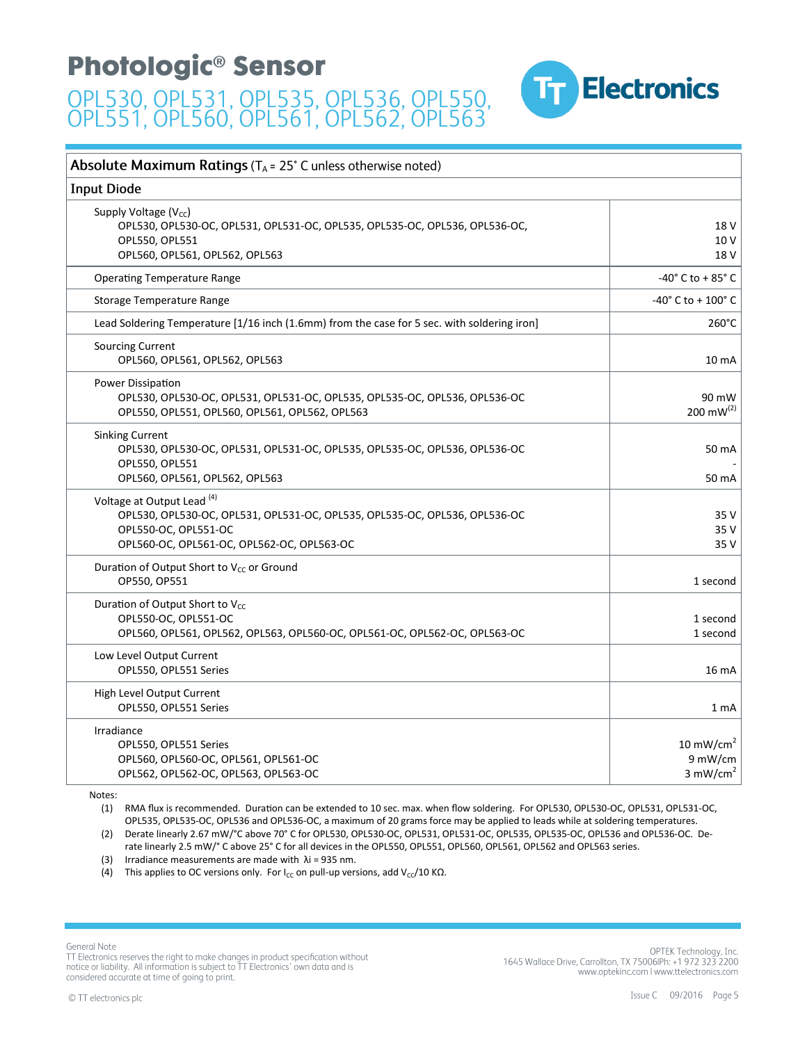# Photologic® Sensor

## OPL530, OPL531, OPL535, OPL536, OPL550, OPL551, OPL560, OPL561, OPL562, OPL563

| **Absolute Maximum Ratings** ($T_A$ = 25° C unless otherwise noted) | |
|---|---|
| **Input Diode** | |
| Supply Voltage ($V_{CC}$)<br>OPL530, OPL530-OC, OPL531, OPL531-OC, OPL535, OPL535-OC, OPL536, OPL536-OC,<br>OPL550, OPL551<br>OPL560, OPL561, OPL562, OPL563 | <br>18 V<br>10 V<br>18 V |
| Operating Temperature Range | -40° C to + 85° C |
| Storage Temperature Range | -40° C to + 100° C |
| Lead Soldering Temperature [1/16 inch (1.6mm) from the case for 5 sec. with soldering iron] | 260°C |
| Sourcing Current<br>OPL560, OPL561, OPL562, OPL563 | <br>10 mA |
| Power Dissipation<br>OPL530, OPL530-OC, OPL531, OPL531-OC, OPL535, OPL535-OC, OPL536, OPL536-OC<br>OPL550, OPL551, OPL560, OPL561, OPL562, OPL563 | <br>90 mW<br>200 mW(2) |
| Sinking Current<br>OPL530, OPL530-OC, OPL531, OPL531-OC, OPL535, OPL535-OC, OPL536, OPL536-OC<br>OPL550, OPL551<br>OPL560, OPL561, OPL562, OPL563 | <br>50 mA<br>-<br>50 mA |
| Voltage at Output Lead (4)<br>OPL530, OPL530-OC, OPL531, OPL531-OC, OPL535, OPL535-OC, OPL536, OPL536-OC<br>OPL550-OC, OPL551-OC<br>OPL560-OC, OPL561-OC, OPL562-OC, OPL563-OC | <br>35 V<br>35 V<br>35 V |
| Duration of Output Short to $V_{CC}$ or Ground<br>OP550, OP551 | <br>1 second |
| Duration of Output Short to $V_{CC}$<br>OPL550-OC, OPL551-OC<br>OPL560, OPL561, OPL562, OPL563, OPL560-OC, OPL561-OC, OPL562-OC, OPL563-OC | <br>1 second<br>1 second |
| Low Level Output Current<br>OPL550, OPL551 Series | <br>16 mA |
| High Level Output Current<br>OPL550, OPL551 Series | <br>1 mA |
| Irradiance<br>OPL550, OPL551 Series<br>OPL560, OPL560-OC, OPL561, OPL561-OC<br>OPL562, OPL562-OC, OPL563, OPL563-OC | <br>10 mW/cm²<br>9 mW/cm<br>3 mW/cm² |

Notes:

(1) RMA flux is recommended. Duration can be extended to 10 sec. max. when flow soldering. For OPL530, OPL530-OC, OPL531, OPL531-OC, OPL535, OPL535-OC, OPL536 and OPL536-OC, a maximum of 20 grams force may be applied to leads while at soldering temperatures.

(2) Derate linearly 2.67 mW/°C above 70° C for OPL530, OPL530-OC, OPL531, OPL531-OC, OPL535, OPL535-OC, OPL536 and OPL536-OC. Derate linearly 2.5 mW/° C above 25° C for all devices in the OPL550, OPL551, OPL560, OPL561, OPL562 and OPL563 series.

(3) Irradiance measurements are made with λi = 935 nm.

(4) This applies to OC versions only. For $I_{CC}$ on pull-up versions, add $V_{CC}$/10 KΩ.

General Note
TT Electronics reserves the right to make changes in product specification without notice or liability. All information is subject to TT Electronics' own data and is considered accurate at time of going to print.

OPTEK Technology, Inc.
1645 Wallace Drive, Carrollton, TX 75006|Ph: +1 972 323 2200
www.optekinc.com | www.ttelectronics.com

© TT electronics plc

Issue C 09/2016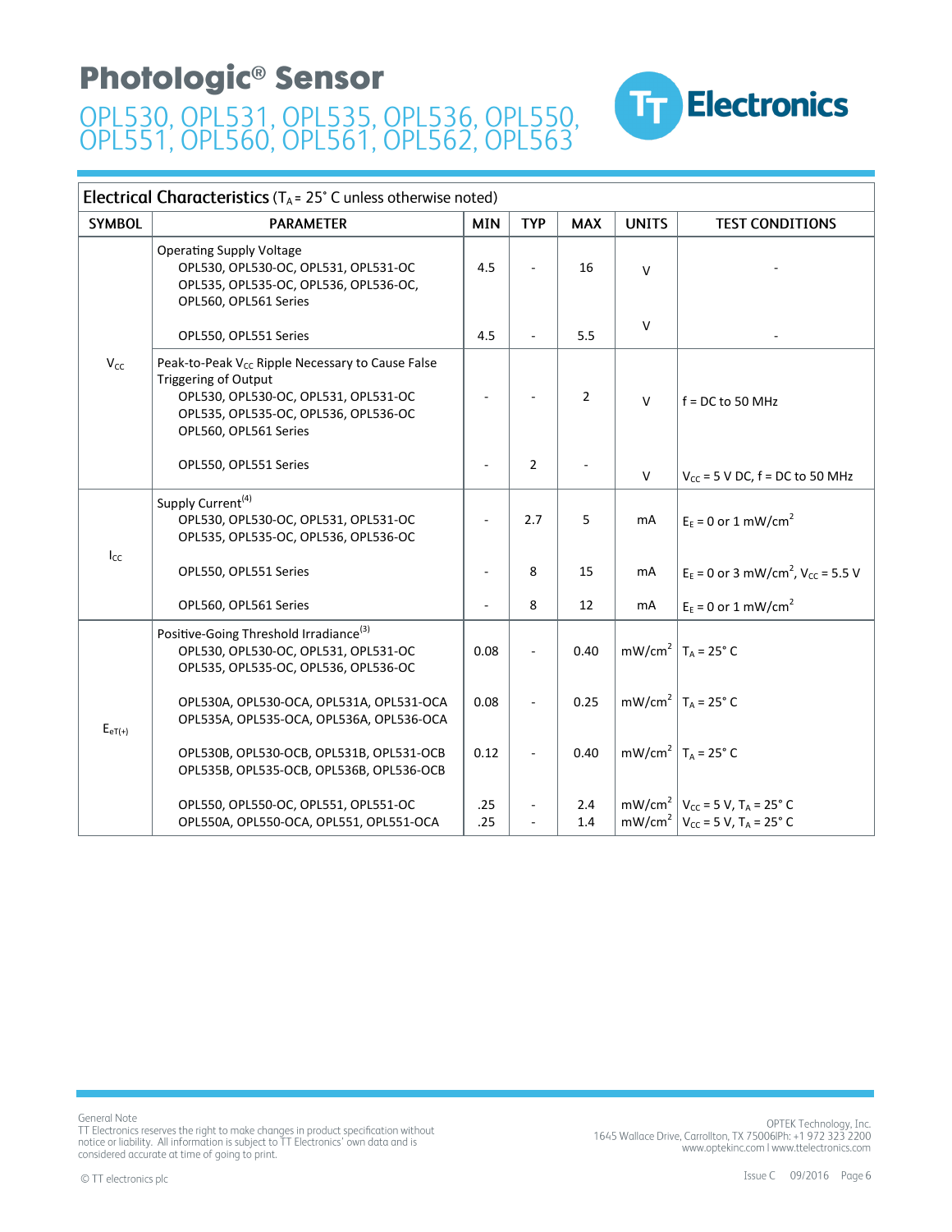# Photologic® Sensor

## OPL530, OPL531, OPL535, OPL536, OPL550, OPL551, OPL560, OPL561, OPL562, OPL563

**Electrical Characteristics** ($T_A$ = 25° C unless otherwise noted)

| SYMBOL | PARAMETER | MIN | TYP | MAX | UNITS | TEST CONDITIONS |
|---|---|---|---|---|---|---|
| $V_{CC}$ | Operating Supply Voltage<br>OPL530, OPL530-OC, OPL531, OPL531-OC<br>OPL535, OPL535-OC, OPL536, OPL536-OC,<br>OPL560, OPL561 Series | 4.5 | - | 16 | V | - |
| | OPL550, OPL551 Series | 4.5 | - | 5.5 | V | - |
| | Peak-to-Peak $V_{CC}$ Ripple Necessary to Cause False Triggering of Output<br>OPL530, OPL530-OC, OPL531, OPL531-OC<br>OPL535, OPL535-OC, OPL536, OPL536-OC<br>OPL560, OPL561 Series | - | - | 2 | V | f = DC to 50 MHz |
| | OPL550, OPL551 Series | - | 2 | - | V | $V_{CC}$ = 5 V DC, f = DC to 50 MHz |
| $I_{CC}$ | Supply Current[4]<br>OPL530, OPL530-OC, OPL531, OPL531-OC<br>OPL535, OPL535-OC, OPL536, OPL536-OC | - | 2.7 | 5 | mA | $E_E$ = 0 or 1 mW/cm$^2$ |
| | OPL550, OPL551 Series | - | 8 | 15 | mA | $E_E$ = 0 or 3 mW/cm$^2$, $V_{CC}$ = 5.5 V |
| | OPL560, OPL561 Series | - | 8 | 12 | mA | $E_E$ = 0 or 1 mW/cm$^2$ |
| $E_{eT(+)}$ | Positive-Going Threshold Irradiance[3]<br>OPL530, OPL530-OC, OPL531, OPL531-OC<br>OPL535, OPL535-OC, OPL536, OPL536-OC | 0.08 | - | 0.40 | mW/cm$^2$ | $T_A$ = 25° C |
| | OPL530A, OPL530-OCA, OPL531A, OPL531-OCA<br>OPL535A, OPL535-OCA, OPL536A, OPL536-OCA | 0.08 | - | 0.25 | mW/cm$^2$ | $T_A$ = 25° C |
| | OPL530B, OPL530-OCB, OPL531B, OPL531-OCB<br>OPL535B, OPL535-OCB, OPL536B, OPL536-OCB | 0.12 | - | 0.40 | mW/cm$^2$ | $T_A$ = 25° C |
| | OPL550, OPL550-OC, OPL551, OPL551-OC | .25 | - | 2.4 | mW/cm$^2$ | $V_{CC}$ = 5 V, $T_A$ = 25° C |
| | OPL550A, OPL550-OCA, OPL551, OPL551-OCA | .25 | - | 1.4 | mW/cm$^2$ | $V_{CC}$ = 5 V, $T_A$ = 25° C |

General Note
TT Electronics reserves the right to make changes in product specification without notice or liability. All information is subject to TT Electronics' own data and is considered accurate at time of going to print.

OPTEK Technology, Inc.
1645 Wallace Drive, Carrollton, TX 75006|Ph: +1 972 323 2200
www.optekinc.com | www.ttelectronics.com

© TT electronics plc

Issue C 09/2016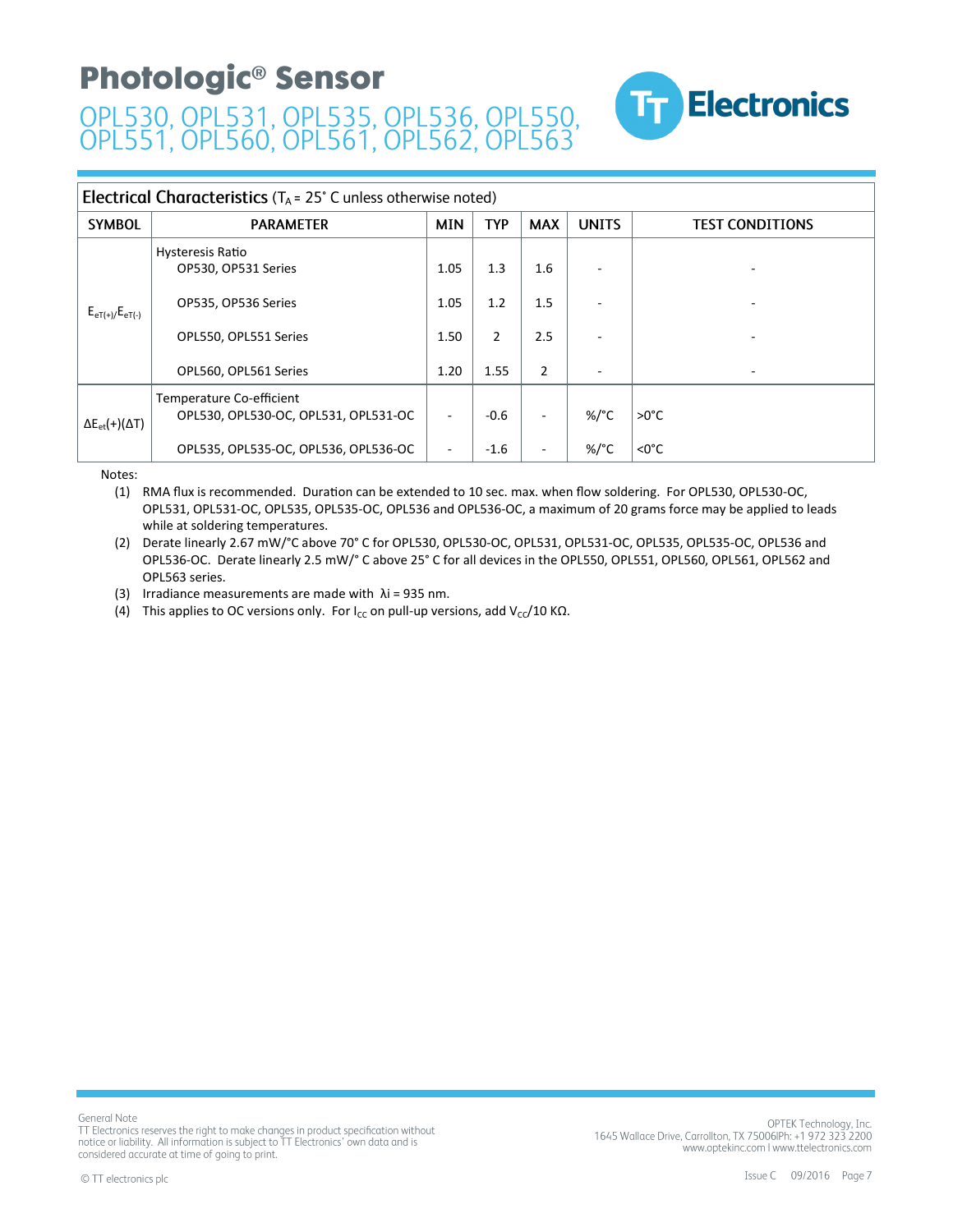# Photologic® Sensor

## OPL530, OPL531, OPL535, OPL536, OPL550, OPL551, OPL560, OPL561, OPL562, OPL563

### Electrical Characteristics ($T_A$ = 25° C unless otherwise noted)

| SYMBOL | PARAMETER | MIN | TYP | MAX | UNITS | TEST CONDITIONS |
|---|---|---|---|---|---|---|
| $E_{eT(+)}/E_{eT(-)}$ | Hysteresis Ratio<br>OP530, OP531 Series | 1.05 | 1.3 | 1.6 | - | - |
| | OP535, OP536 Series | 1.05 | 1.2 | 1.5 | - | - |
| | OPL550, OPL551 Series | 1.50 | 2 | 2.5 | - | - |
| | OPL560, OPL561 Series | 1.20 | 1.55 | 2 | - | - |
| $\Delta E_{et}(+)(\Delta T)$ | Temperature Co-efficient<br>OPL530, OPL530-OC, OPL531, OPL531-OC | - | -0.6 | - | %/°C | >0°C |
| | OPL535, OPL535-OC, OPL536, OPL536-OC | - | -1.6 | - | %/°C | <0°C |

Notes:

1. RMA flux is recommended. Duration can be extended to 10 sec. max. when flow soldering. For OPL530, OPL530-OC, OPL531, OPL531-OC, OPL535, OPL535-OC, OPL536 and OPL536-OC, a maximum of 20 grams force may be applied to leads while at soldering temperatures.
2. Derate linearly 2.67 mW/°C above 70° C for OPL530, OPL530-OC, OPL531, OPL531-OC, OPL535, OPL535-OC, OPL536 and OPL536-OC. Derate linearly 2.5 mW/° C above 25° C for all devices in the OPL550, OPL551, OPL560, OPL561, OPL562 and OPL563 series.
3. Irradiance measurements are made with λi = 935 nm.
4. This applies to OC versions only. For $I_{CC}$ on pull-up versions, add $V_{CC}$/10 KΩ.

General Note
TT Electronics reserves the right to make changes in product specification without notice or liability. All information is subject to TT Electronics' own data and is considered accurate at time of going to print.

OPTEK Technology, Inc.
1645 Wallace Drive, Carrollton, TX 75006|Ph: +1 972 323 2200
www.optekinc.com | www.ttelectronics.com

© TT electronics plc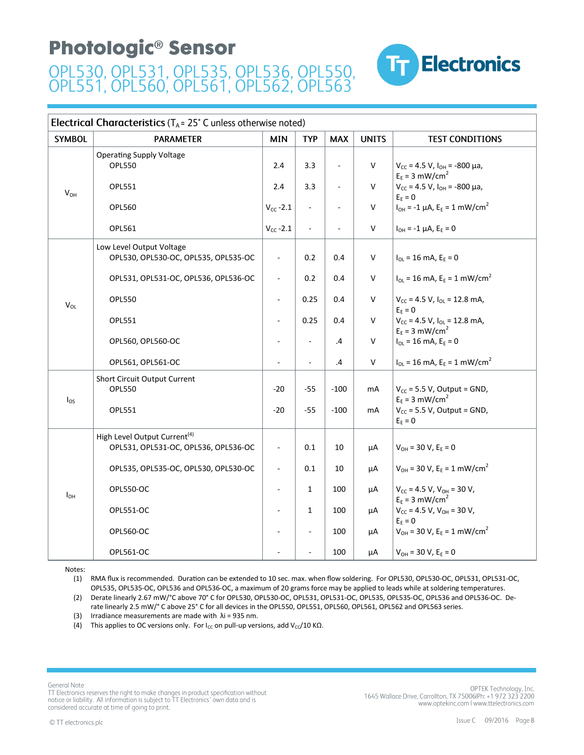# Photologic® Sensor

## OPL530, OPL531, OPL535, OPL536, OPL550, OPL551, OPL560, OPL561, OPL562, OPL563

**Electrical Characteristics** ($T_A$ = 25° C unless otherwise noted)

| SYMBOL | PARAMETER | MIN | TYP | MAX | UNITS | TEST CONDITIONS |
|---|---|---|---|---|---|---|
| $V_{OH}$ | Operating Supply Voltage | | | | | |
| | OPL550 | 2.4 | 3.3 | - | V | $V_{CC}$ = 4.5 V, $I_{OH}$ = -800 µa, $E_E$ = 3 mW/cm$^2$ |
| | OPL551 | 2.4 | 3.3 | - | V | $V_{CC}$ = 4.5 V, $I_{OH}$ = -800 µa, $E_E$ = 0 |
| | OPL560 | $V_{CC}$ -2.1 | - | - | V | $I_{OH}$ = -1 µA, $E_E$ = 1 mW/cm$^2$ |
| | OPL561 | $V_{CC}$ -2.1 | - | - | V | $I_{OH}$ = -1 µA, $E_E$ = 0 |
| $V_{OL}$ | Low Level Output Voltage | | | | | |
| | OPL530, OPL530-OC, OPL535, OPL535-OC | - | 0.2 | 0.4 | V | $I_{OL}$ = 16 mA, $E_E$ = 0 |
| | OPL531, OPL531-OC, OPL536, OPL536-OC | - | 0.2 | 0.4 | V | $I_{OL}$ = 16 mA, $E_E$ = 1 mW/cm$^2$ |
| | OPL550 | - | 0.25 | 0.4 | V | $V_{CC}$ = 4.5 V, $I_{OL}$ = 12.8 mA, $E_E$ = 0 |
| | OPL551 | - | 0.25 | 0.4 | V | $V_{CC}$ = 4.5 V, $I_{OL}$ = 12.8 mA, $E_E$ = 3 mW/cm$^2$ |
| | OPL560, OPL560-OC | - | - | .4 | V | $I_{OL}$ = 16 mA, $E_E$ = 0 |
| | OPL561, OPL561-OC | - | - | .4 | V | $I_{OL}$ = 16 mA, $E_E$ = 1 mW/cm$^2$ |
| $I_{OS}$ | Short Circuit Output Current | | | | | |
| | OPL550 | -20 | -55 | -100 | mA | $V_{CC}$ = 5.5 V, Output = GND, $E_E$ = 3 mW/cm$^2$ |
| | OPL551 | -20 | -55 | -100 | mA | $V_{CC}$ = 5.5 V, Output = GND, $E_E$ = 0 |
| $I_{OH}$ | High Level Output Current[4] | | | | | |
| | OPL531, OPL531-OC, OPL536, OPL536-OC | - | 0.1 | 10 | µA | $V_{OH}$ = 30 V, $E_E$ = 0 |
| | OPL535, OPL535-OC, OPL530, OPL530-OC | - | 0.1 | 10 | µA | $V_{OH}$ = 30 V, $E_E$ = 1 mW/cm$^2$ |
| | OPL550-OC | - | 1 | 100 | µA | $V_{CC}$ = 4.5 V, $V_{OH}$ = 30 V, $E_E$ = 3 mW/cm$^2$ |
| | OPL551-OC | - | 1 | 100 | µA | $V_{CC}$ = 4.5 V, $V_{OH}$ = 30 V, $E_E$ = 0 |
| | OPL560-OC | - | - | 100 | µA | $V_{OH}$ = 30 V, $E_E$ = 1 mW/cm$^2$ |
| | OPL561-OC | - | - | 100 | µA | $V_{OH}$ = 30 V, $E_E$ = 0 |

Notes:

1. RMA flux is recommended. Duration can be extended to 10 sec. max. when flow soldering. For OPL530, OPL530-OC, OPL531, OPL531-OC, OPL535, OPL535-OC, OPL536 and OPL536-OC, a maximum of 20 grams force may be applied to leads while at soldering temperatures.
2. Derate linearly 2.67 mW/°C above 70° C for OPL530, OPL530-OC, OPL531, OPL531-OC, OPL535, OPL535-OC, OPL536 and OPL536-OC. Derate linearly 2.5 mW/° C above 25° C for all devices in the OPL550, OPL551, OPL560, OPL561, OPL562 and OPL563 series.
3. Irradiance measurements are made with λi = 935 nm.
4. This applies to OC versions only. For $I_{CC}$ on pull-up versions, add $V_{CC}$/10 KΩ.

General Note
TT Electronics reserves the right to make changes in product specification without notice or liability. All information is subject to TT Electronics' own data and is considered accurate at time of going to print.

OPTEK Technology, Inc.
1645 Wallace Drive, Carrollton, TX 75006|Ph: +1 972 323 2200
www.optekinc.com | www.ttelectronics.com

© TT electronics plc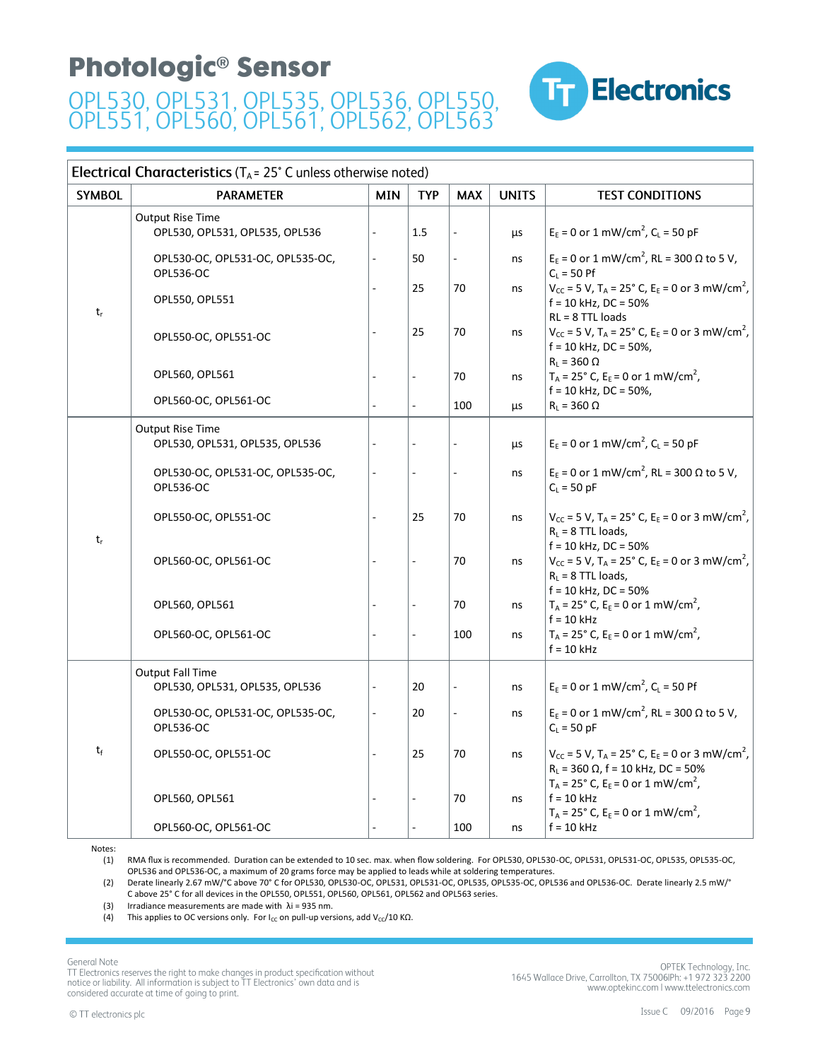# Photologic® Sensor

## OPL530, OPL531, OPL535, OPL536, OPL550, OPL551, OPL560, OPL561, OPL562, OPL563

**Electrical Characteristics** ($T_A$ = 25° C unless otherwise noted)

| SYMBOL | PARAMETER | MIN | TYP | MAX | UNITS | TEST CONDITIONS |
|---|---|---|---|---|---|---|
| $t_r$ | Output Rise Time<br>OPL530, OPL531, OPL535, OPL536 | - | 1.5 | - | µs | $E_E$ = 0 or 1 mW/cm$^2$, $C_L$ = 50 pF |
| | OPL530-OC, OPL531-OC, OPL535-OC, OPL536-OC | - | 50 | - | ns | $E_E$ = 0 or 1 mW/cm$^2$, RL = 300 Ω to 5 V, $C_L$ = 50 Pf |
| | OPL550, OPL551 | - | 25 | 70 | ns | $V_{CC}$ = 5 V, $T_A$ = 25° C, $E_E$ = 0 or 3 mW/cm$^2$, f = 10 kHz, DC = 50%<br>RL = 8 TTL loads |
| | OPL550-OC, OPL551-OC | - | 25 | 70 | ns | $V_{CC}$ = 5 V, $T_A$ = 25° C, $E_E$ = 0 or 3 mW/cm$^2$, f = 10 kHz, DC = 50%,<br>$R_L$ = 360 Ω |
| | OPL560, OPL561 | - | - | 70 | ns | $T_A$ = 25° C, $E_E$ = 0 or 1 mW/cm$^2$, f = 10 kHz, DC = 50%, |
| | OPL560-OC, OPL561-OC | - | - | 100 | µs | $R_L$ = 360 Ω |
| $t_r$ | Output Rise Time<br>OPL530, OPL531, OPL535, OPL536 | - | - | - | µs | $E_E$ = 0 or 1 mW/cm$^2$, $C_L$ = 50 pF |
| | OPL530-OC, OPL531-OC, OPL535-OC, OPL536-OC | - | - | - | ns | $E_E$ = 0 or 1 mW/cm$^2$, RL = 300 Ω to 5 V, $C_L$ = 50 pF |
| | OPL550-OC, OPL551-OC | - | 25 | 70 | ns | $V_{CC}$ = 5 V, $T_A$ = 25° C, $E_E$ = 0 or 3 mW/cm$^2$, $R_L$ = 8 TTL loads,<br>f = 10 kHz, DC = 50% |
| | OPL560-OC, OPL561-OC | - | - | 70 | ns | $V_{CC}$ = 5 V, $T_A$ = 25° C, $E_E$ = 0 or 3 mW/cm$^2$, $R_L$ = 8 TTL loads,<br>f = 10 kHz, DC = 50% |
| | OPL560, OPL561 | - | - | 70 | ns | $T_A$ = 25° C, $E_E$ = 0 or 1 mW/cm$^2$, f = 10 kHz |
| | OPL560-OC, OPL561-OC | - | - | 100 | ns | $T_A$ = 25° C, $E_E$ = 0 or 1 mW/cm$^2$, f = 10 kHz |
| $t_f$ | Output Fall Time<br>OPL530, OPL531, OPL535, OPL536 | - | 20 | - | ns | $E_E$ = 0 or 1 mW/cm$^2$, $C_L$ = 50 Pf |
| | OPL530-OC, OPL531-OC, OPL535-OC, OPL536-OC | - | 20 | - | ns | $E_E$ = 0 or 1 mW/cm$^2$, RL = 300 Ω to 5 V, $C_L$ = 50 pF |
| | OPL550-OC, OPL551-OC | - | 25 | 70 | ns | $V_{CC}$ = 5 V, $T_A$ = 25° C, $E_E$ = 0 or 3 mW/cm$^2$, $R_L$ = 360 Ω, f = 10 kHz, DC = 50% |
| | OPL560, OPL561 | - | - | 70 | ns | $T_A$ = 25° C, $E_E$ = 0 or 1 mW/cm$^2$, f = 10 kHz |
| | OPL560-OC, OPL561-OC | - | - | 100 | ns | $T_A$ = 25° C, $E_E$ = 0 or 1 mW/cm$^2$, f = 10 kHz |

Notes:

(1) RMA flux is recommended. Duration can be extended to 10 sec. max. when flow soldering. For OPL530, OPL530-OC, OPL531, OPL531-OC, OPL535, OPL535-OC, OPL536 and OPL536-OC, a maximum of 20 grams force may be applied to leads while at soldering temperatures.

(2) Derate linearly 2.67 mW/°C above 70° C for OPL530, OPL530-OC, OPL531, OPL531-OC, OPL535, OPL535-OC, OPL536 and OPL536-OC. Derate linearly 2.5 mW/°C above 25° C for all devices in the OPL550, OPL551, OPL560, OPL561, OPL562 and OPL563 series.

(3) Irradiance measurements are made with λi = 935 nm.

(4) This applies to OC versions only. For $I_{CC}$ on pull-up versions, add $V_{CC}$/10 KΩ.

General Note
TT Electronics reserves the right to make changes in product specification without notice or liability. All information is subject to TT Electronics' own data and is considered accurate at time of going to print.

OPTEK Technology, Inc.
1645 Wallace Drive, Carrollton, TX 75006|Ph: +1 972 323 2200
www.optekinc.com | www.ttelectronics.com

© TT electronics plc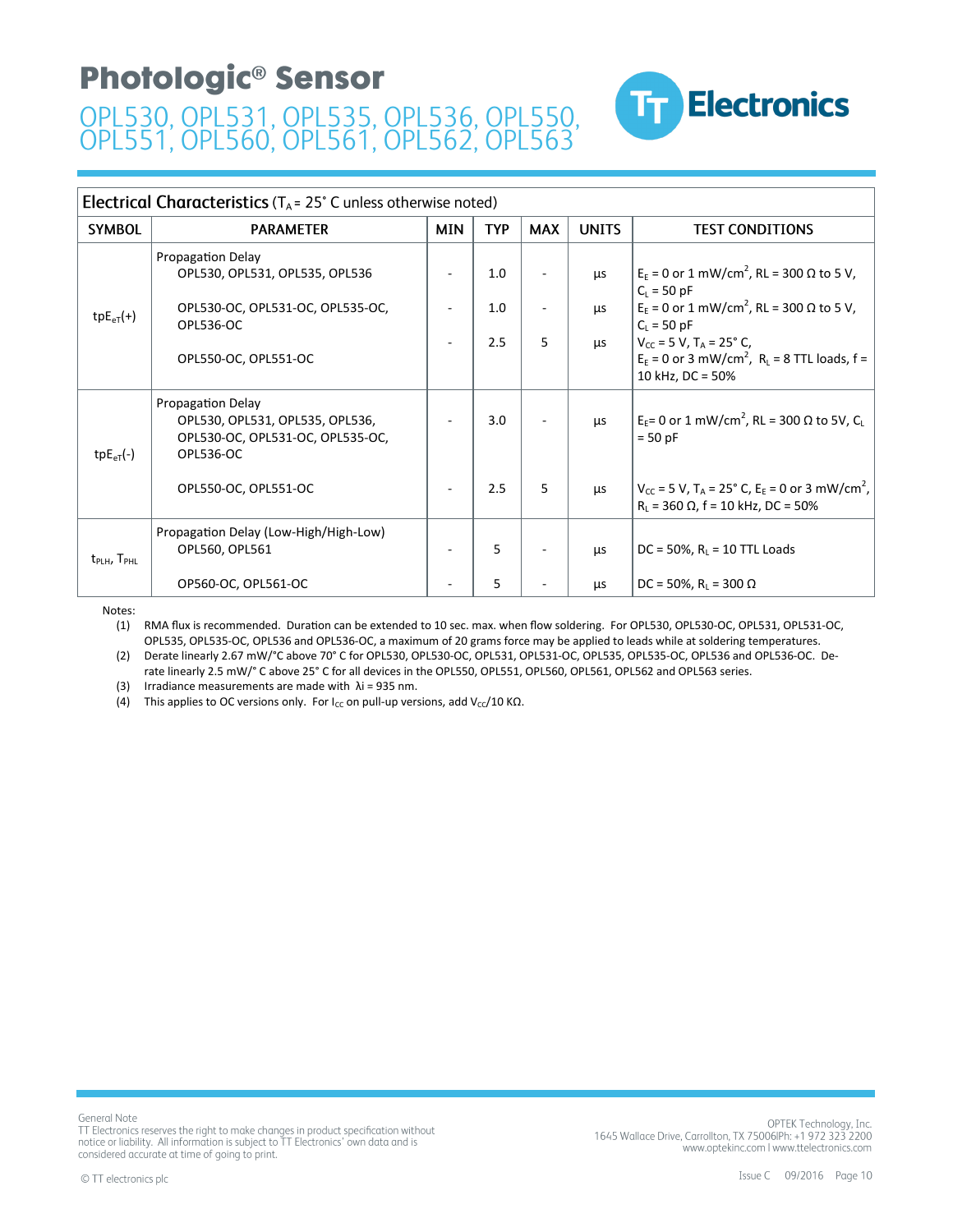## Electrical Characteristics ($T_A$ = 25° C unless otherwise noted)

| SYMBOL | PARAMETER | MIN | TYP | MAX | UNITS | TEST CONDITIONS |
|---|---|---|---|---|---|---|
| $tpE_{eT}(+)$ | Propagation Delay<br>OPL530, OPL531, OPL535, OPL536 | - | 1.0 | - | µs | $E_E$ = 0 or 1 mW/cm$^2$, RL = 300 Ω to 5 V, $C_L$ = 50 pF |
| | OPL530-OC, OPL531-OC, OPL535-OC, OPL536-OC | - | 1.0 | - | µs | $E_E$ = 0 or 1 mW/cm$^2$, RL = 300 Ω to 5 V, $C_L$ = 50 pF |
| | OPL550-OC, OPL551-OC | - | 2.5 | 5 | µs | $V_{CC}$ = 5 V, $T_A$ = 25° C, $E_E$ = 0 or 3 mW/cm$^2$, $R_L$ = 8 TTL loads, f = 10 kHz, DC = 50% |
| $tpE_{eT}(-)$ | Propagation Delay<br>OPL530, OPL531, OPL535, OPL536, OPL530-OC, OPL531-OC, OPL535-OC, OPL536-OC | - | 3.0 | - | µs | $E_E$= 0 or 1 mW/cm$^2$, RL = 300 Ω to 5V, $C_L$ = 50 pF |
| | OPL550-OC, OPL551-OC | - | 2.5 | 5 | µs | $V_{CC}$ = 5 V, $T_A$ = 25° C, $E_E$ = 0 or 3 mW/cm$^2$, $R_L$ = 360 Ω, f = 10 kHz, DC = 50% |
| $t_{PLH}$, $T_{PHL}$ | Propagation Delay (Low-High/High-Low)<br>OPL560, OPL561 | - | 5 | - | µs | DC = 50%, $R_L$ = 10 TTL Loads |
| | OP560-OC, OPL561-OC | - | 5 | - | µs | DC = 50%, $R_L$ = 300 Ω |

Notes:

(1) RMA flux is recommended. Duration can be extended to 10 sec. max. when flow soldering. For OPL530, OPL530-OC, OPL531, OPL531-OC, OPL535, OPL535-OC, OPL536 and OPL536-OC, a maximum of 20 grams force may be applied to leads while at soldering temperatures.

(2) Derate linearly 2.67 mW/°C above 70° C for OPL530, OPL530-OC, OPL531, OPL531-OC, OPL535, OPL535-OC, OPL536 and OPL536-OC. Derate linearly 2.5 mW/° C above 25° C for all devices in the OPL550, OPL551, OPL560, OPL561, OPL562 and OPL563 series.

(3) Irradiance measurements are made with λi = 935 nm.

(4) This applies to OC versions only. For $I_{CC}$ on pull-up versions, add $V_{CC}$/10 KΩ.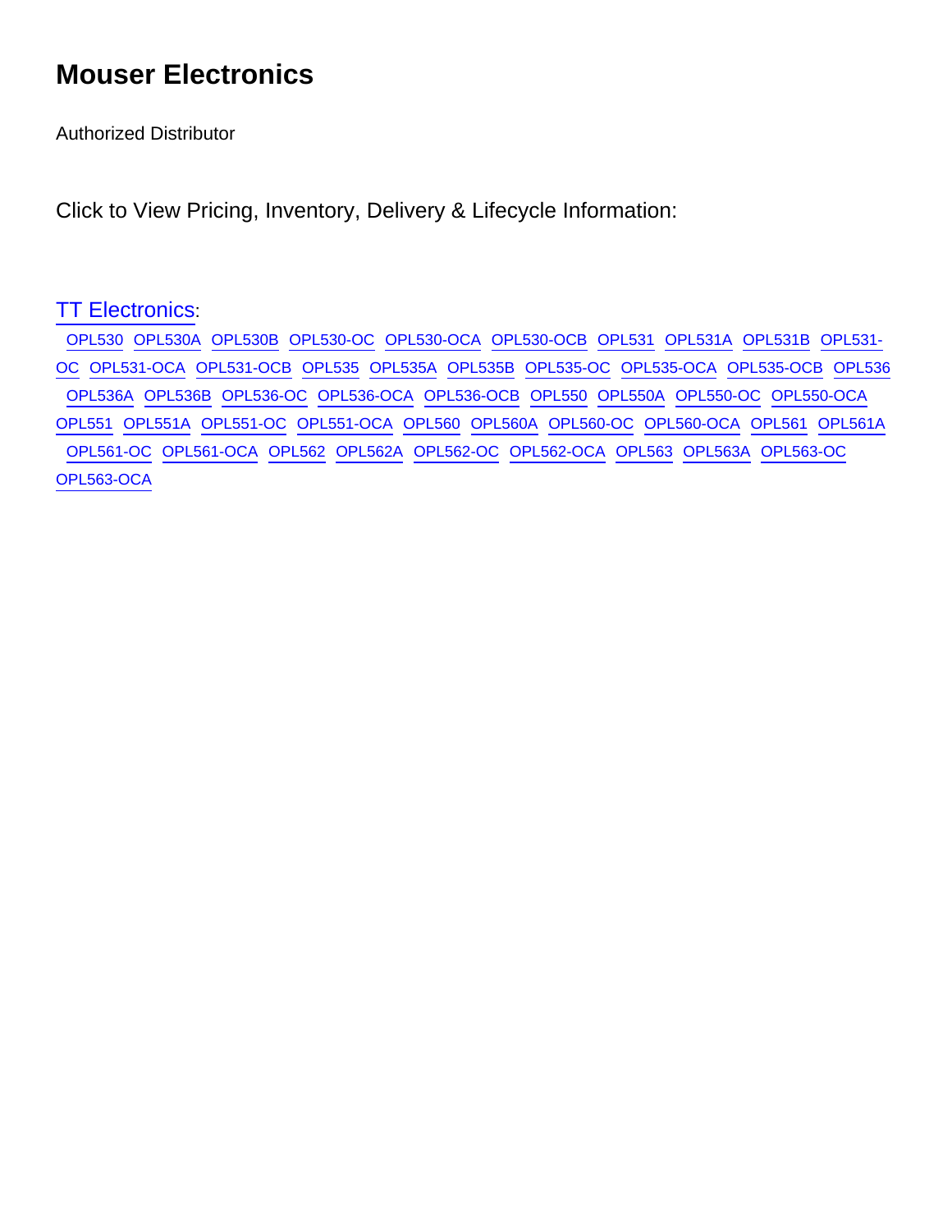# Mouser Electronics

Authorized Distributor

Click to View Pricing, Inventory, Delivery & Lifecycle Information:

TT Electronics:

OPL530 OPL530A OPL530B OPL530-OC OPL530-OCA OPL530-OCB OPL531 OPL531A OPL531B OPL531-OC OPL531-OCA OPL531-OCB OPL535 OPL535A OPL535B OPL535-OC OPL535-OCA OPL535-OCB OPL536 OPL536A OPL536B OPL536-OC OPL536-OCA OPL536-OCB OPL550 OPL550A OPL550-OC OPL550-OCA OPL551 OPL551A OPL551-OC OPL551-OCA OPL560 OPL560A OPL560-OC OPL560-OCA OPL561 OPL561A OPL561-OC OPL561-OCA OPL562 OPL562A OPL562-OC OPL562-OCA OPL563 OPL563A OPL563-OC OPL563-OCA